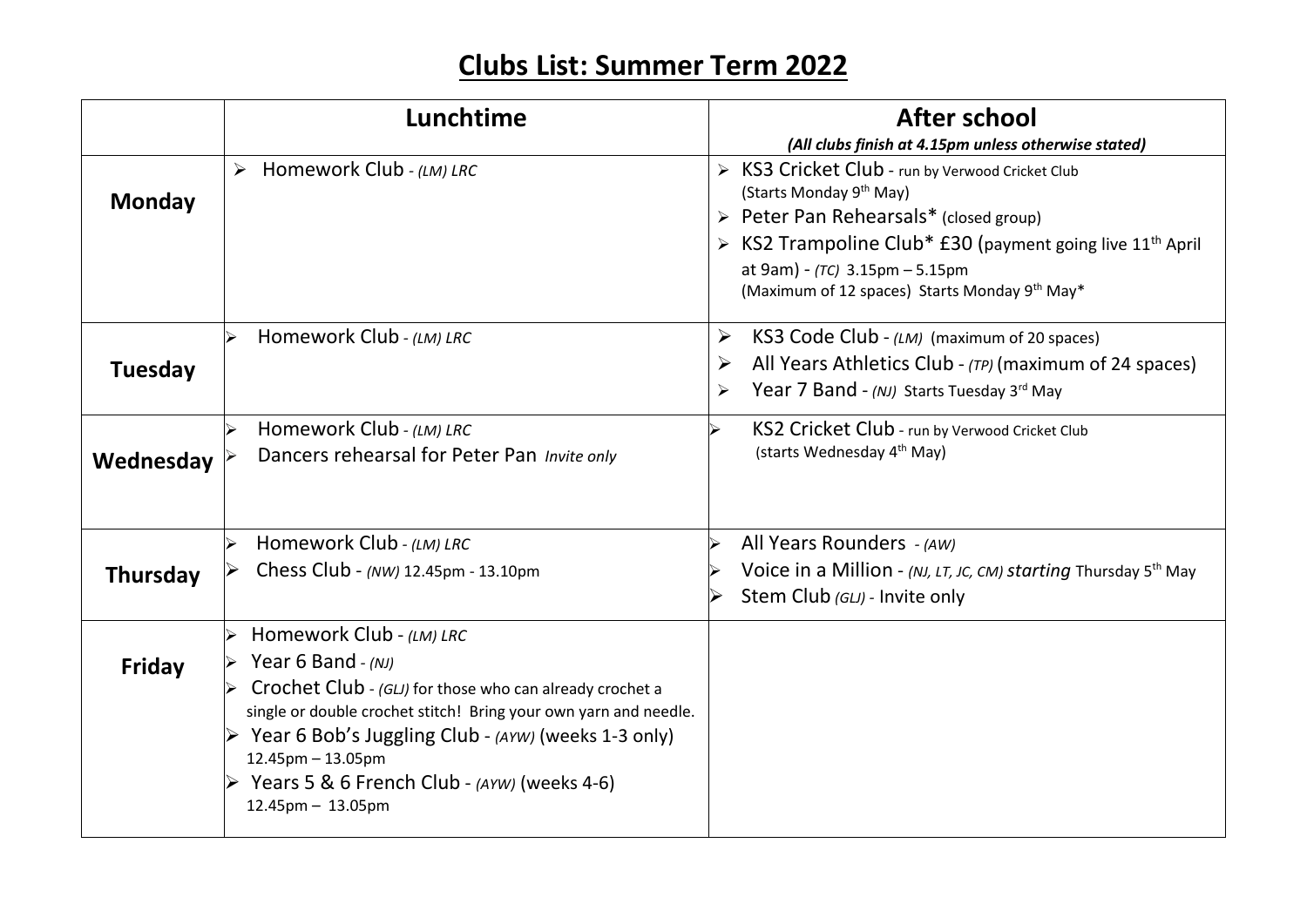# Clubs List: Summer Term 2022

| | Lunchtime | After school<br>*(All clubs finish at 4.15pm unless otherwise stated)* |
|---|---|---|
| **Monday** | ➢ Homework Club - *(LM) LRC* | ➢ KS3 Cricket Club - run by Verwood Cricket Club (Starts Monday 9th May)<br>➢ Peter Pan Rehearsals* (closed group)<br>➢ KS2 Trampoline Club* £30 (payment going live 11th April at 9am) - *(TC)* 3.15pm – 5.15pm (Maximum of 12 spaces) Starts Monday 9th May* |
| **Tuesday** | ➢ Homework Club - *(LM) LRC* | ➢ KS3 Code Club - *(LM)* (maximum of 20 spaces)<br>➢ All Years Athletics Club - *(TP)* (maximum of 24 spaces)<br>➢ Year 7 Band - *(NJ)* Starts Tuesday 3rd May |
| **Wednesday** | ➢ Homework Club - *(LM) LRC*<br>➢ Dancers rehearsal for Peter Pan *Invite only* | ➢ KS2 Cricket Club - run by Verwood Cricket Club (starts Wednesday 4th May) |
| **Thursday** | ➢ Homework Club - *(LM) LRC*<br>➢ Chess Club - *(NW)* 12.45pm - 13.10pm | ➢ All Years Rounders - *(AW)*<br>➢ Voice in a Million - *(NJ, LT, JC, CM)* *starting* Thursday 5th May<br>➢ Stem Club *(GLJ)* - Invite only |
| **Friday** | ➢ Homework Club - *(LM) LRC*<br>➢ Year 6 Band - *(NJ)*<br>➢ Crochet Club - *(GLJ)* for those who can already crochet a single or double crochet stitch! Bring your own yarn and needle.<br>➢ Year 6 Bob's Juggling Club - *(AYW)* (weeks 1-3 only) 12.45pm – 13.05pm<br>➢ Years 5 & 6 French Club - *(AYW)* (weeks 4-6) 12.45pm – 13.05pm | |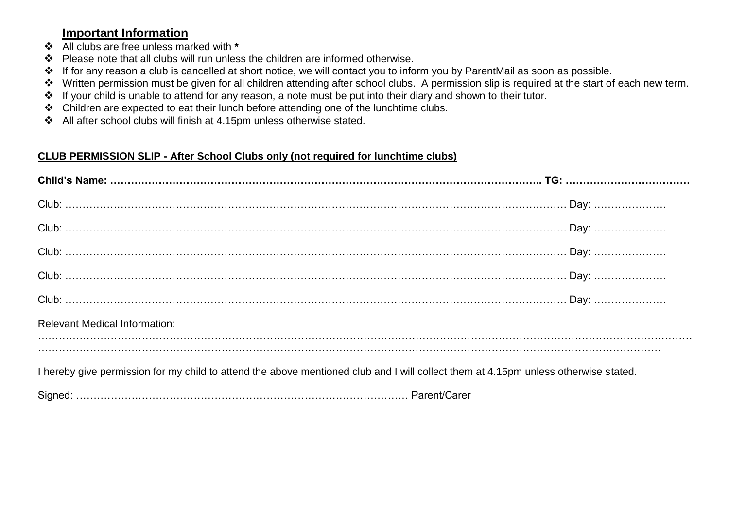## Important Information

- All clubs are free unless marked with **\***
- Please note that all clubs will run unless the children are informed otherwise.
- If for any reason a club is cancelled at short notice, we will contact you to inform you by ParentMail as soon as possible.
- Written permission must be given for all children attending after school clubs. A permission slip is required at the start of each new term.
- If your child is unable to attend for any reason, a note must be put into their diary and shown to their tutor.
- Children are expected to eat their lunch before attending one of the lunchtime clubs.
- All after school clubs will finish at 4.15pm unless otherwise stated.

**CLUB PERMISSION SLIP - After School Clubs only (not required for lunchtime clubs)**

**Child's Name: …………………………………………………………………………………………………………….. TG: ………………………………**

Club: ……………………………………………………………………………………………………………………………. Day: …………………

Club: ……………………………………………………………………………………………………………………………. Day: …………………

Club: ……………………………………………………………………………………………………………………………. Day: …………………

Club: ……………………………………………………………………………………………………………………………. Day: …………………

Club: ……………………………………………………………………………………………………………………………. Day: …………………

Relevant Medical Information:

……………………………………………………………………………………………………………………………………………………………………
…………………………………………………………………………………………………………………………………………………………………

I hereby give permission for my child to attend the above mentioned club and I will collect them at 4.15pm unless otherwise stated.

Signed: ……………………………………………………………………………………… Parent/Carer